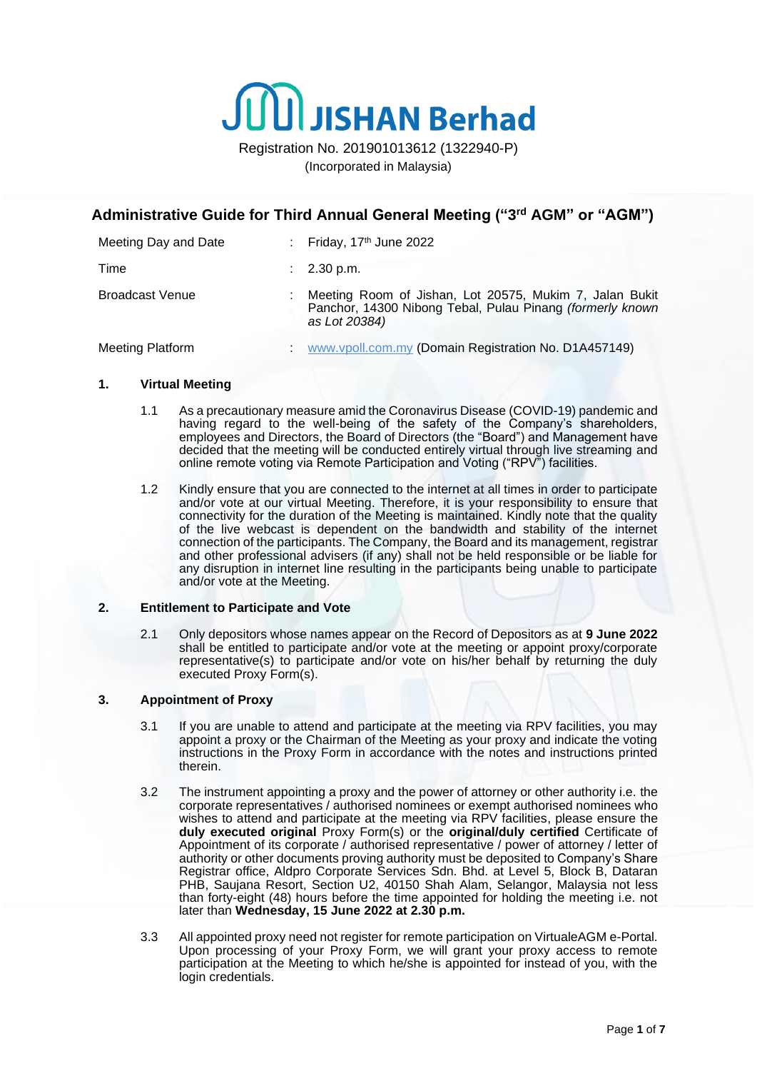# JISHAN Berhad

Registration No. 201901013612 (1322940-P)
(Incorporated in Malaysia)

## Administrative Guide for Third Annual General Meeting ("3rd AGM" or "AGM")

| | | |
|---|---|---|
| Meeting Day and Date | : | Friday, 17th June 2022 |
| Time | : | 2.30 p.m. |
| Broadcast Venue | : | Meeting Room of Jishan, Lot 20575, Mukim 7, Jalan Bukit Panchor, 14300 Nibong Tebal, Pulau Pinang *(formerly known as Lot 20384)* |
| Meeting Platform | : | www.vpoll.com.my (Domain Registration No. D1A457149) |

### 1. Virtual Meeting

1.1 As a precautionary measure amid the Coronavirus Disease (COVID-19) pandemic and having regard to the well-being of the safety of the Company's shareholders, employees and Directors, the Board of Directors (the "Board") and Management have decided that the meeting will be conducted entirely virtual through live streaming and online remote voting via Remote Participation and Voting ("RPV") facilities.

1.2 Kindly ensure that you are connected to the internet at all times in order to participate and/or vote at our virtual Meeting. Therefore, it is your responsibility to ensure that connectivity for the duration of the Meeting is maintained. Kindly note that the quality of the live webcast is dependent on the bandwidth and stability of the internet connection of the participants. The Company, the Board and its management, registrar and other professional advisers (if any) shall not be held responsible or be liable for any disruption in internet line resulting in the participants being unable to participate and/or vote at the Meeting.

### 2. Entitlement to Participate and Vote

2.1 Only depositors whose names appear on the Record of Depositors as at **9 June 2022** shall be entitled to participate and/or vote at the meeting or appoint proxy/corporate representative(s) to participate and/or vote on his/her behalf by returning the duly executed Proxy Form(s).

### 3. Appointment of Proxy

3.1 If you are unable to attend and participate at the meeting via RPV facilities, you may appoint a proxy or the Chairman of the Meeting as your proxy and indicate the voting instructions in the Proxy Form in accordance with the notes and instructions printed therein.

3.2 The instrument appointing a proxy and the power of attorney or other authority i.e. the corporate representatives / authorised nominees or exempt authorised nominees who wishes to attend and participate at the meeting via RPV facilities, please ensure the **duly executed original** Proxy Form(s) or the **original/duly certified** Certificate of Appointment of its corporate / authorised representative / power of attorney / letter of authority or other documents proving authority must be deposited to Company's Share Registrar office, Aldpro Corporate Services Sdn. Bhd. at Level 5, Block B, Dataran PHB, Saujana Resort, Section U2, 40150 Shah Alam, Selangor, Malaysia not less than forty-eight (48) hours before the time appointed for holding the meeting i.e. not later than **Wednesday, 15 June 2022 at 2.30 p.m.**

3.3 All appointed proxy need not register for remote participation on VirtualeAGM e-Portal. Upon processing of your Proxy Form, we will grant your proxy access to remote participation at the Meeting to which he/she is appointed for instead of you, with the login credentials.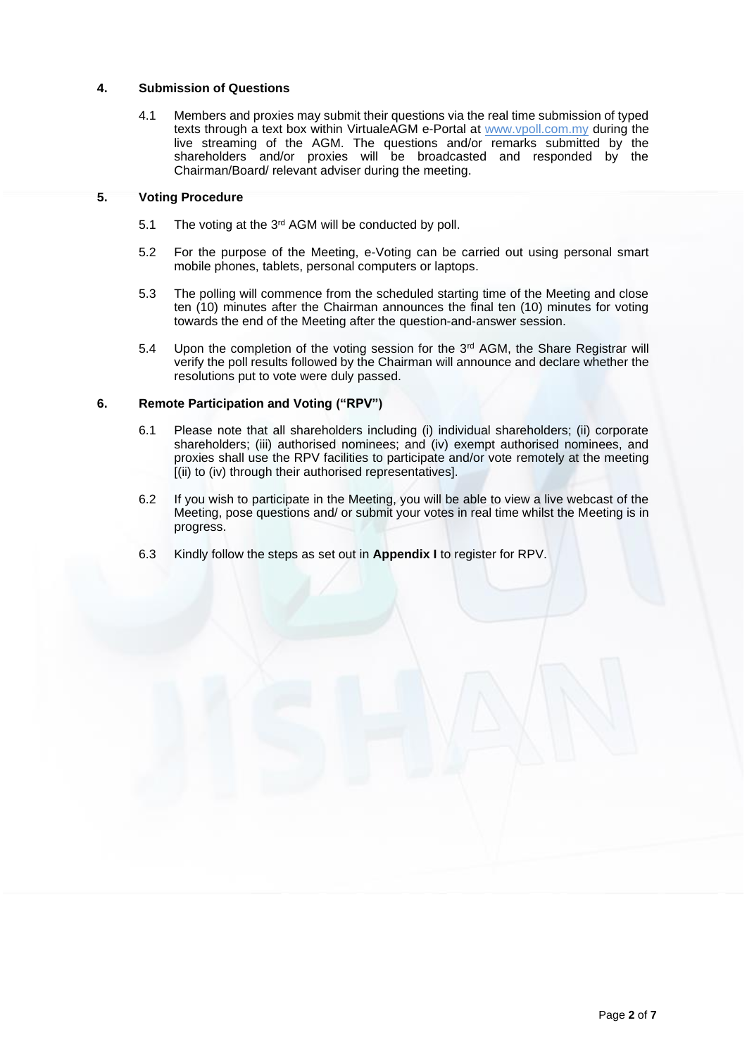## 4. Submission of Questions

4.1 Members and proxies may submit their questions via the real time submission of typed texts through a text box within VirtualeAGM e-Portal at www.vpoll.com.my during the live streaming of the AGM. The questions and/or remarks submitted by the shareholders and/or proxies will be broadcasted and responded by the Chairman/Board/ relevant adviser during the meeting.

## 5. Voting Procedure

5.1 The voting at the 3rd AGM will be conducted by poll.

5.2 For the purpose of the Meeting, e-Voting can be carried out using personal smart mobile phones, tablets, personal computers or laptops.

5.3 The polling will commence from the scheduled starting time of the Meeting and close ten (10) minutes after the Chairman announces the final ten (10) minutes for voting towards the end of the Meeting after the question-and-answer session.

5.4 Upon the completion of the voting session for the 3rd AGM, the Share Registrar will verify the poll results followed by the Chairman will announce and declare whether the resolutions put to vote were duly passed.

## 6. Remote Participation and Voting ("RPV")

6.1 Please note that all shareholders including (i) individual shareholders; (ii) corporate shareholders; (iii) authorised nominees; and (iv) exempt authorised nominees, and proxies shall use the RPV facilities to participate and/or vote remotely at the meeting [(ii) to (iv) through their authorised representatives].

6.2 If you wish to participate in the Meeting, you will be able to view a live webcast of the Meeting, pose questions and/ or submit your votes in real time whilst the Meeting is in progress.

6.3 Kindly follow the steps as set out in **Appendix I** to register for RPV.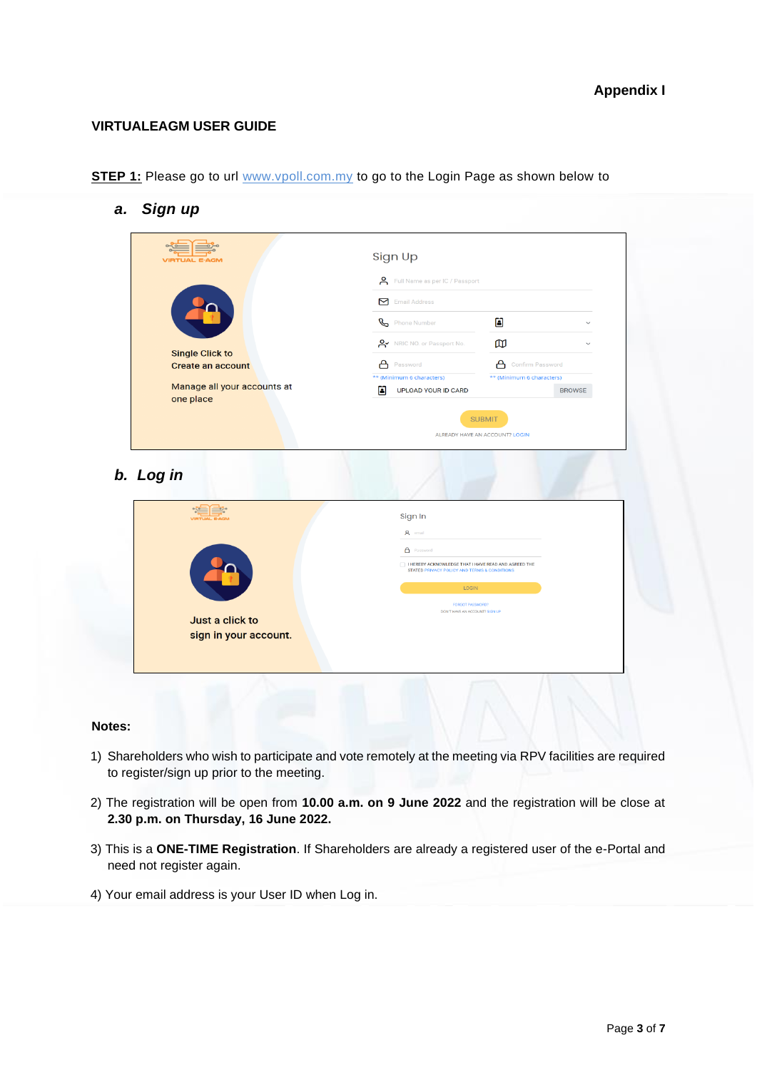**Appendix I**

**VIRTUALEAGM USER GUIDE**

**STEP 1:** Please go to url www.vpoll.com.my to go to the Login Page as shown below to

***a. Sign up***

***b. Log in***

**Notes:**

1) Shareholders who wish to participate and vote remotely at the meeting via RPV facilities are required to register/sign up prior to the meeting.

2) The registration will be open from **10.00 a.m. on 9 June 2022** and the registration will be close at **2.30 p.m. on Thursday, 16 June 2022.**

3) This is a **ONE-TIME Registration**. If Shareholders are already a registered user of the e-Portal and need not register again.

4) Your email address is your User ID when Log in.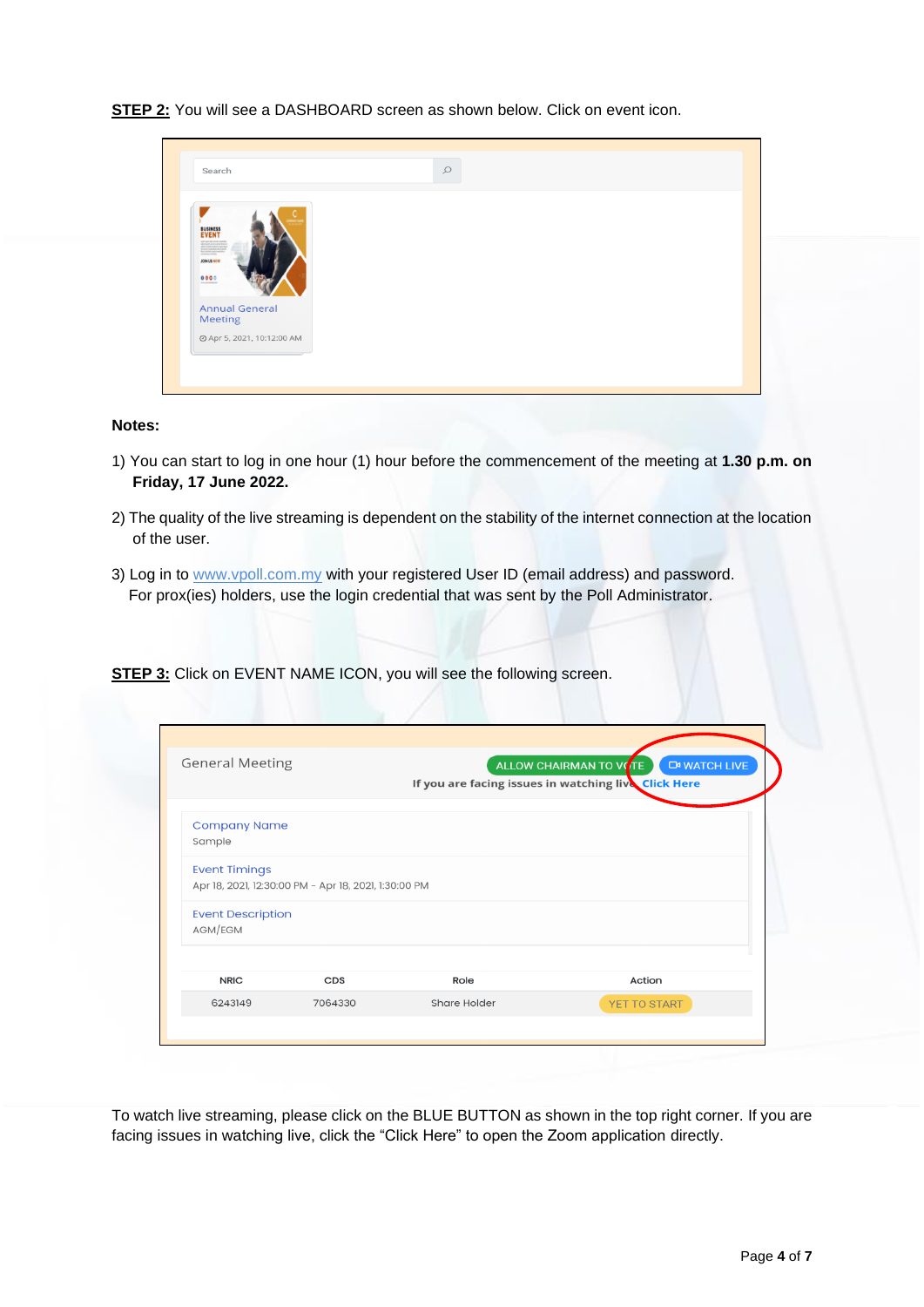**STEP 2:** You will see a DASHBOARD screen as shown below. Click on event icon.

**Notes:**

1) You can start to log in one hour (1) hour before the commencement of the meeting at **1.30 p.m. on Friday, 17 June 2022.**

2) The quality of the live streaming is dependent on the stability of the internet connection at the location of the user.

3) Log in to www.vpoll.com.my with your registered User ID (email address) and password. For prox(ies) holders, use the login credential that was sent by the Poll Administrator.

**STEP 3:** Click on EVENT NAME ICON, you will see the following screen.

To watch live streaming, please click on the BLUE BUTTON as shown in the top right corner. If you are facing issues in watching live, click the "Click Here" to open the Zoom application directly.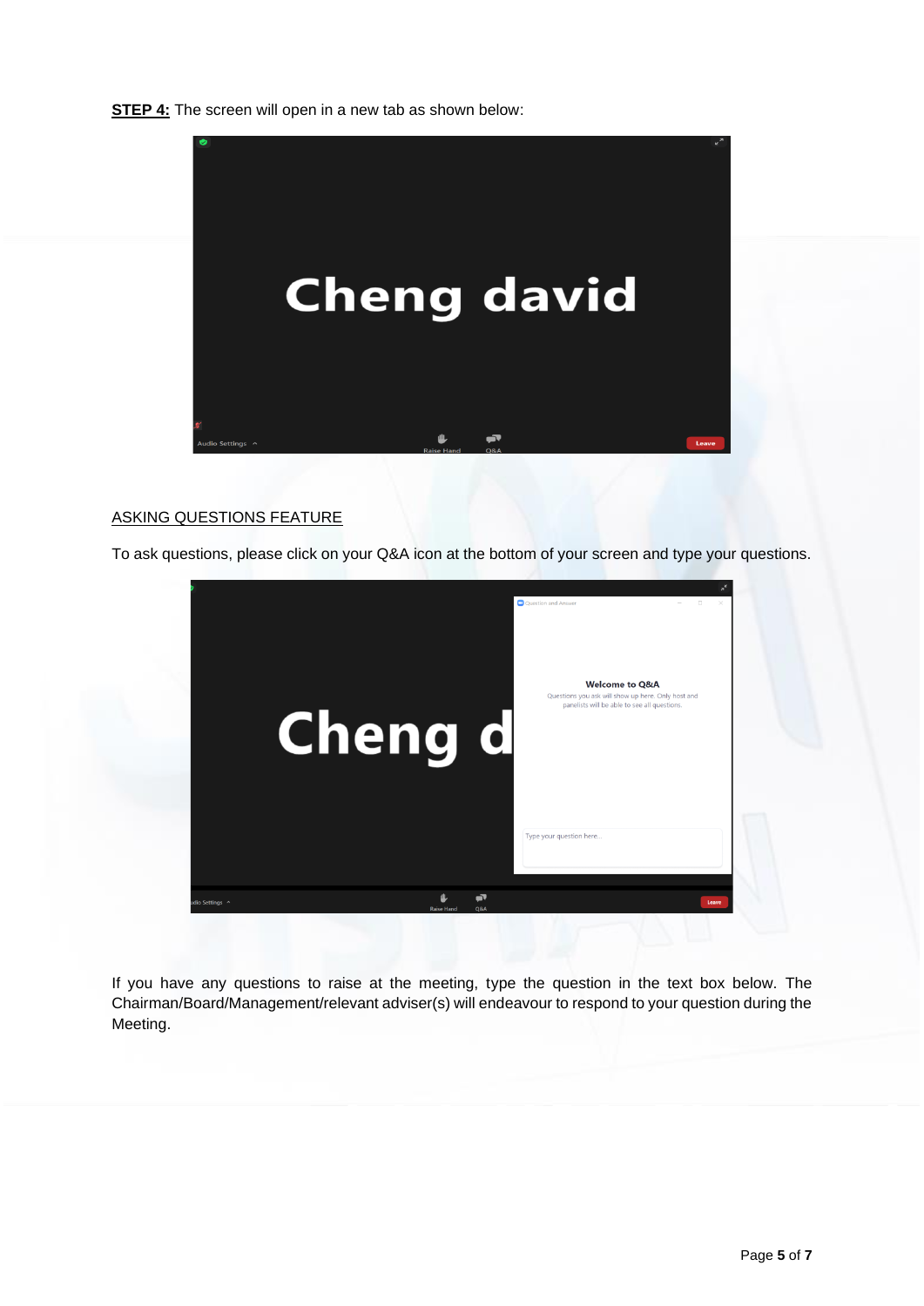**STEP 4:** The screen will open in a new tab as shown below:

ASKING QUESTIONS FEATURE

To ask questions, please click on your Q&A icon at the bottom of your screen and type your questions.

If you have any questions to raise at the meeting, type the question in the text box below. The Chairman/Board/Management/relevant adviser(s) will endeavour to respond to your question during the Meeting.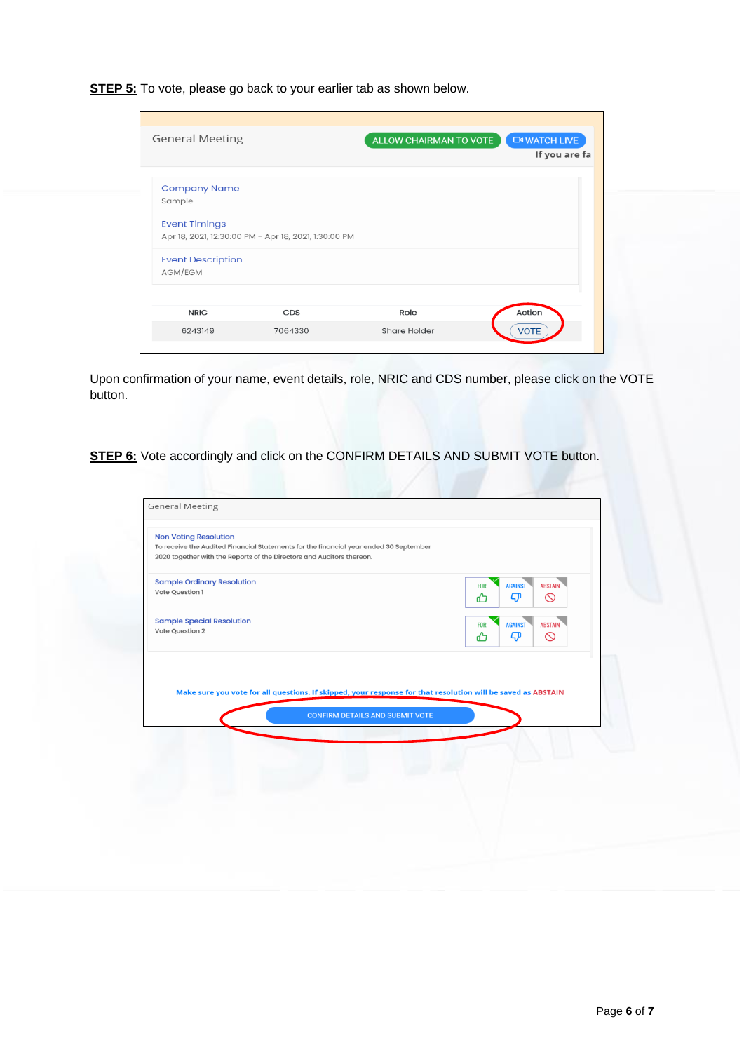**STEP 5:** To vote, please go back to your earlier tab as shown below.

General Meeting

ALLOW CHAIRMAN TO VOTE | WATCH LIVE

If you are fa

Company Name
Sample

Event Timings
Apr 18, 2021, 12:30:00 PM - Apr 18, 2021, 1:30:00 PM

Event Description
AGM/EGM

| NRIC | CDS | Role | Action |
|---|---|---|---|
| 6243149 | 7064330 | Share Holder | VOTE |

Upon confirmation of your name, event details, role, NRIC and CDS number, please click on the VOTE button.

**STEP 6:** Vote accordingly and click on the CONFIRM DETAILS AND SUBMIT VOTE button.

General Meeting

Non Voting Resolution
To receive the Audited Financial Statements for the financial year ended 30 September 2020 together with the Reports of the Directors and Auditors thereon.

| Resolution | FOR | AGAINST | ABSTAIN |
|---|---|---|---|
| Sample Ordinary Resolution<br>Vote Question 1 | | | |
| Sample Special Resolution<br>Vote Question 2 | | | |

Make sure you vote for all questions. If skipped, your response for that resolution will be saved as ABSTAIN

CONFIRM DETAILS AND SUBMIT VOTE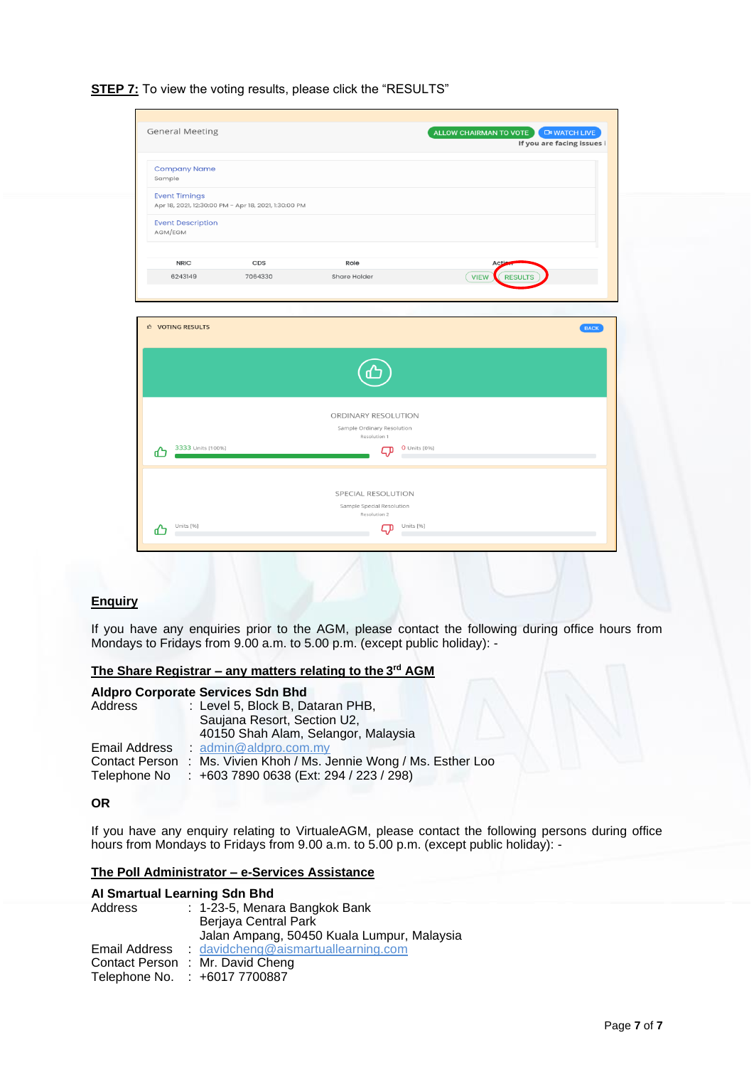**STEP 7:** To view the voting results, please click the "RESULTS"

## Enquiry

If you have any enquiries prior to the AGM, please contact the following during office hours from Mondays to Fridays from 9.00 a.m. to 5.00 p.m. (except public holiday): -

**The Share Registrar – any matters relating to the 3rd AGM**

**Aldpro Corporate Services Sdn Bhd**

| | | |
|---|---|---|
| Address | : | Level 5, Block B, Dataran PHB, Saujana Resort, Section U2, 40150 Shah Alam, Selangor, Malaysia |
| Email Address | : | admin@aldpro.com.my |
| Contact Person | : | Ms. Vivien Khoh / Ms. Jennie Wong / Ms. Esther Loo |
| Telephone No | : | +603 7890 0638 (Ext: 294 / 223 / 298) |

**OR**

If you have any enquiry relating to VirtualeAGM, please contact the following persons during office hours from Mondays to Fridays from 9.00 a.m. to 5.00 p.m. (except public holiday): -

**The Poll Administrator – e-Services Assistance**

**AI Smartual Learning Sdn Bhd**

| | | |
|---|---|---|
| Address | : | 1-23-5, Menara Bangkok Bank Berjaya Central Park Jalan Ampang, 50450 Kuala Lumpur, Malaysia |
| Email Address | : | davidcheng@aismartuallearning.com |
| Contact Person | : | Mr. David Cheng |
| Telephone No. | : | +6017 7700887 |